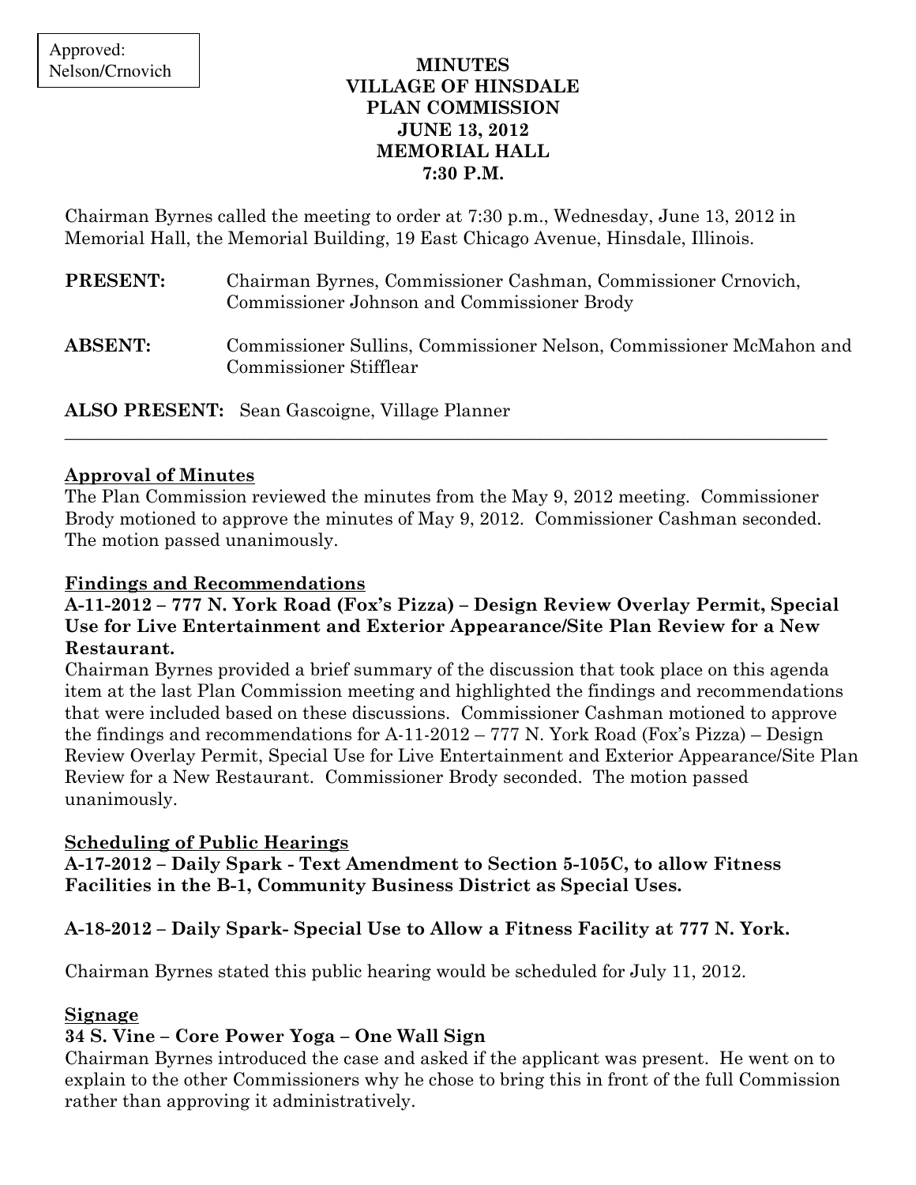Approved:
Nelson/Crnovich

# MINUTES
# VILLAGE OF HINSDALE
# PLAN COMMISSION
# JUNE 13, 2012
# MEMORIAL HALL
# 7:30 P.M.

Chairman Byrnes called the meeting to order at 7:30 p.m., Wednesday, June 13, 2012 in Memorial Hall, the Memorial Building, 19 East Chicago Avenue, Hinsdale, Illinois.

**PRESENT:** Chairman Byrnes, Commissioner Cashman, Commissioner Crnovich, Commissioner Johnson and Commissioner Brody

**ABSENT:** Commissioner Sullins, Commissioner Nelson, Commissioner McMahon and Commissioner Stifflear

**ALSO PRESENT:** Sean Gascoigne, Village Planner

---

## Approval of Minutes

The Plan Commission reviewed the minutes from the May 9, 2012 meeting. Commissioner Brody motioned to approve the minutes of May 9, 2012. Commissioner Cashman seconded. The motion passed unanimously.

## Findings and Recommendations

**A-11-2012 – 777 N. York Road (Fox's Pizza) – Design Review Overlay Permit, Special Use for Live Entertainment and Exterior Appearance/Site Plan Review for a New Restaurant.**

Chairman Byrnes provided a brief summary of the discussion that took place on this agenda item at the last Plan Commission meeting and highlighted the findings and recommendations that were included based on these discussions. Commissioner Cashman motioned to approve the findings and recommendations for A-11-2012 – 777 N. York Road (Fox's Pizza) – Design Review Overlay Permit, Special Use for Live Entertainment and Exterior Appearance/Site Plan Review for a New Restaurant. Commissioner Brody seconded. The motion passed unanimously.

## Scheduling of Public Hearings

**A-17-2012 – Daily Spark - Text Amendment to Section 5-105C, to allow Fitness Facilities in the B-1, Community Business District as Special Uses.**

**A-18-2012 – Daily Spark- Special Use to Allow a Fitness Facility at 777 N. York.**

Chairman Byrnes stated this public hearing would be scheduled for July 11, 2012.

## Signage

**34 S. Vine – Core Power Yoga – One Wall Sign**

Chairman Byrnes introduced the case and asked if the applicant was present. He went on to explain to the other Commissioners why he chose to bring this in front of the full Commission rather than approving it administratively.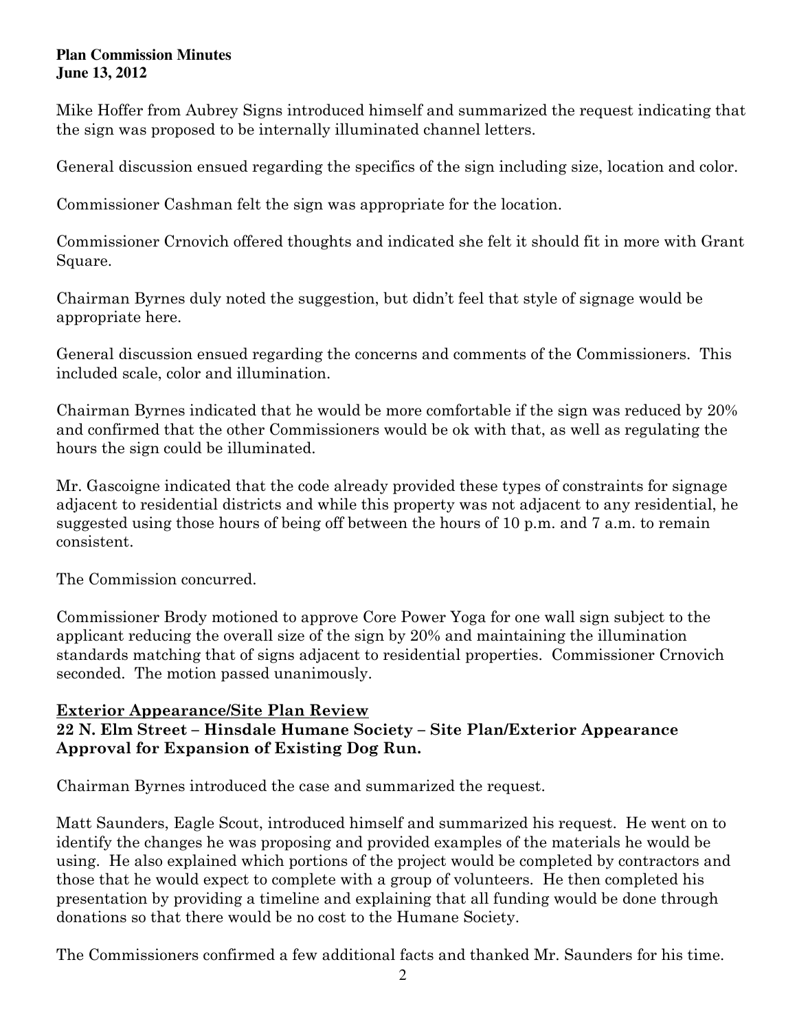Mike Hoffer from Aubrey Signs introduced himself and summarized the request indicating that the sign was proposed to be internally illuminated channel letters.

General discussion ensued regarding the specifics of the sign including size, location and color.

Commissioner Cashman felt the sign was appropriate for the location.

Commissioner Crnovich offered thoughts and indicated she felt it should fit in more with Grant Square.

Chairman Byrnes duly noted the suggestion, but didn't feel that style of signage would be appropriate here.

General discussion ensued regarding the concerns and comments of the Commissioners. This included scale, color and illumination.

Chairman Byrnes indicated that he would be more comfortable if the sign was reduced by 20% and confirmed that the other Commissioners would be ok with that, as well as regulating the hours the sign could be illuminated.

Mr. Gascoigne indicated that the code already provided these types of constraints for signage adjacent to residential districts and while this property was not adjacent to any residential, he suggested using those hours of being off between the hours of 10 p.m. and 7 a.m. to remain consistent.

The Commission concurred.

Commissioner Brody motioned to approve Core Power Yoga for one wall sign subject to the applicant reducing the overall size of the sign by 20% and maintaining the illumination standards matching that of signs adjacent to residential properties. Commissioner Crnovich seconded. The motion passed unanimously.

## Exterior Appearance/Site Plan Review

### 22 N. Elm Street – Hinsdale Humane Society – Site Plan/Exterior Appearance Approval for Expansion of Existing Dog Run.

Chairman Byrnes introduced the case and summarized the request.

Matt Saunders, Eagle Scout, introduced himself and summarized his request. He went on to identify the changes he was proposing and provided examples of the materials he would be using. He also explained which portions of the project would be completed by contractors and those that he would expect to complete with a group of volunteers. He then completed his presentation by providing a timeline and explaining that all funding would be done through donations so that there would be no cost to the Humane Society.

The Commissioners confirmed a few additional facts and thanked Mr. Saunders for his time.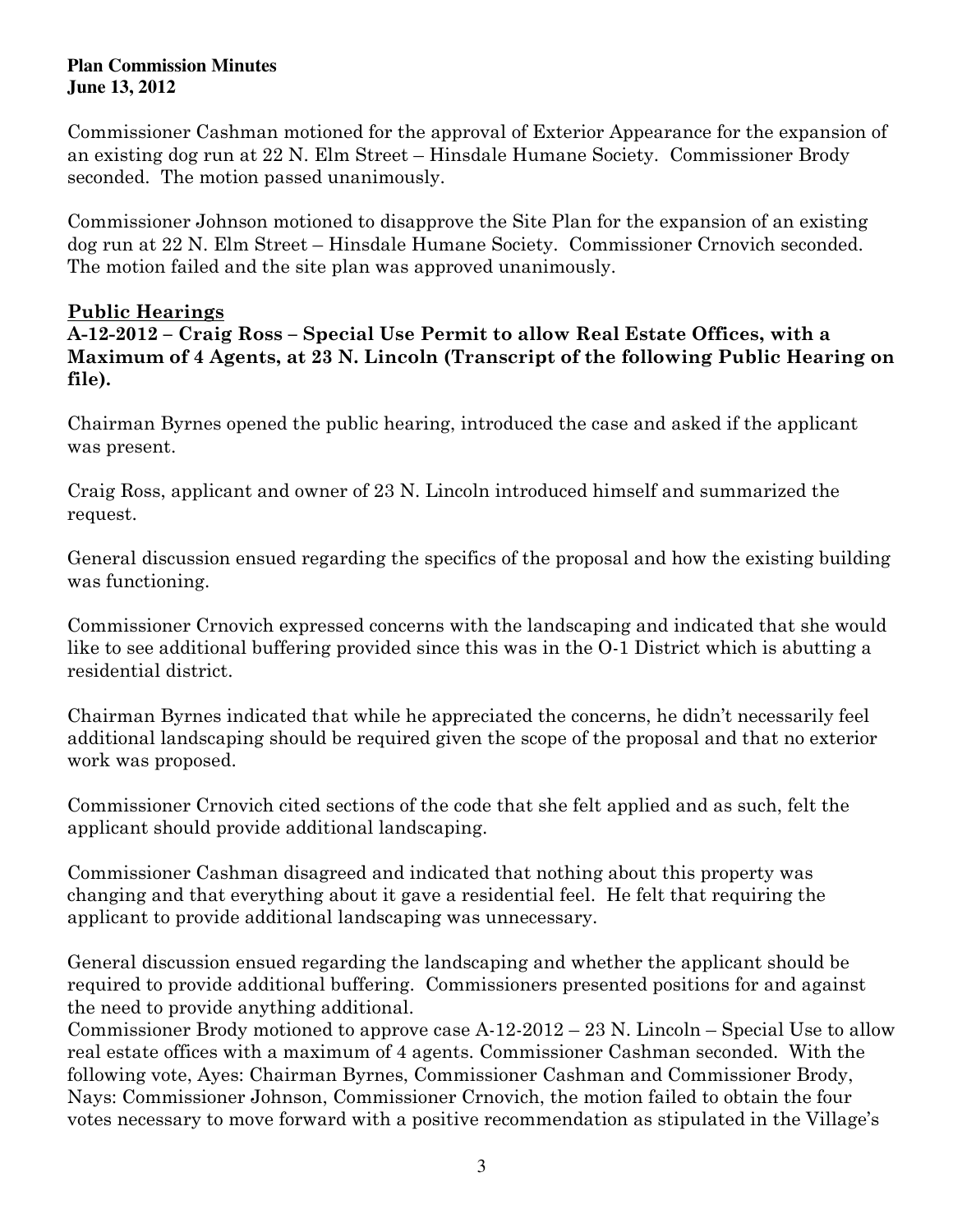Commissioner Cashman motioned for the approval of Exterior Appearance for the expansion of an existing dog run at 22 N. Elm Street – Hinsdale Humane Society. Commissioner Brody seconded. The motion passed unanimously.

Commissioner Johnson motioned to disapprove the Site Plan for the expansion of an existing dog run at 22 N. Elm Street – Hinsdale Humane Society. Commissioner Crnovich seconded. The motion failed and the site plan was approved unanimously.

## Public Hearings

**A-12-2012 – Craig Ross – Special Use Permit to allow Real Estate Offices, with a Maximum of 4 Agents, at 23 N. Lincoln (Transcript of the following Public Hearing on file).**

Chairman Byrnes opened the public hearing, introduced the case and asked if the applicant was present.

Craig Ross, applicant and owner of 23 N. Lincoln introduced himself and summarized the request.

General discussion ensued regarding the specifics of the proposal and how the existing building was functioning.

Commissioner Crnovich expressed concerns with the landscaping and indicated that she would like to see additional buffering provided since this was in the O-1 District which is abutting a residential district.

Chairman Byrnes indicated that while he appreciated the concerns, he didn't necessarily feel additional landscaping should be required given the scope of the proposal and that no exterior work was proposed.

Commissioner Crnovich cited sections of the code that she felt applied and as such, felt the applicant should provide additional landscaping.

Commissioner Cashman disagreed and indicated that nothing about this property was changing and that everything about it gave a residential feel. He felt that requiring the applicant to provide additional landscaping was unnecessary.

General discussion ensued regarding the landscaping and whether the applicant should be required to provide additional buffering. Commissioners presented positions for and against the need to provide anything additional.

Commissioner Brody motioned to approve case A-12-2012 – 23 N. Lincoln – Special Use to allow real estate offices with a maximum of 4 agents. Commissioner Cashman seconded. With the following vote, Ayes: Chairman Byrnes, Commissioner Cashman and Commissioner Brody, Nays: Commissioner Johnson, Commissioner Crnovich, the motion failed to obtain the four votes necessary to move forward with a positive recommendation as stipulated in the Village's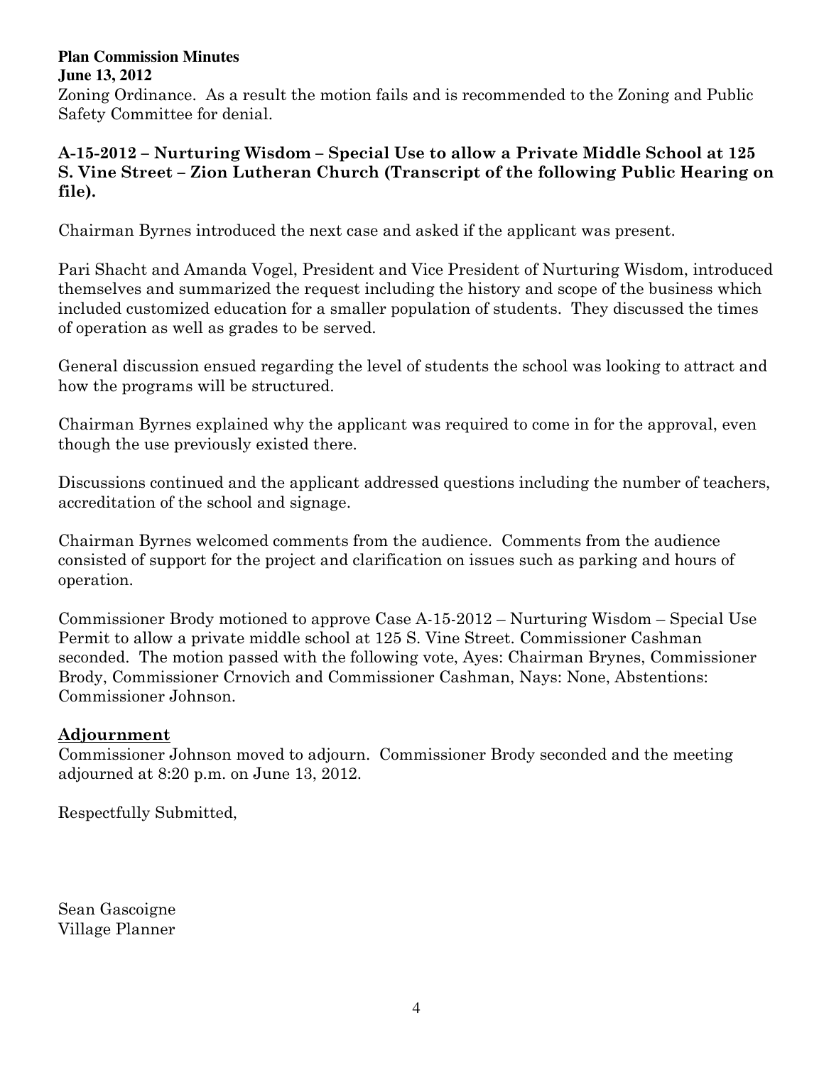Zoning Ordinance. As a result the motion fails and is recommended to the Zoning and Public Safety Committee for denial.

**A-15-2012 – Nurturing Wisdom – Special Use to allow a Private Middle School at 125 S. Vine Street – Zion Lutheran Church (Transcript of the following Public Hearing on file).**

Chairman Byrnes introduced the next case and asked if the applicant was present.

Pari Shacht and Amanda Vogel, President and Vice President of Nurturing Wisdom, introduced themselves and summarized the request including the history and scope of the business which included customized education for a smaller population of students. They discussed the times of operation as well as grades to be served.

General discussion ensued regarding the level of students the school was looking to attract and how the programs will be structured.

Chairman Byrnes explained why the applicant was required to come in for the approval, even though the use previously existed there.

Discussions continued and the applicant addressed questions including the number of teachers, accreditation of the school and signage.

Chairman Byrnes welcomed comments from the audience. Comments from the audience consisted of support for the project and clarification on issues such as parking and hours of operation.

Commissioner Brody motioned to approve Case A-15-2012 – Nurturing Wisdom – Special Use Permit to allow a private middle school at 125 S. Vine Street. Commissioner Cashman seconded. The motion passed with the following vote, Ayes: Chairman Brynes, Commissioner Brody, Commissioner Crnovich and Commissioner Cashman, Nays: None, Abstentions: Commissioner Johnson.

**Adjournment**

Commissioner Johnson moved to adjourn. Commissioner Brody seconded and the meeting adjourned at 8:20 p.m. on June 13, 2012.

Respectfully Submitted,

Sean Gascoigne
Village Planner